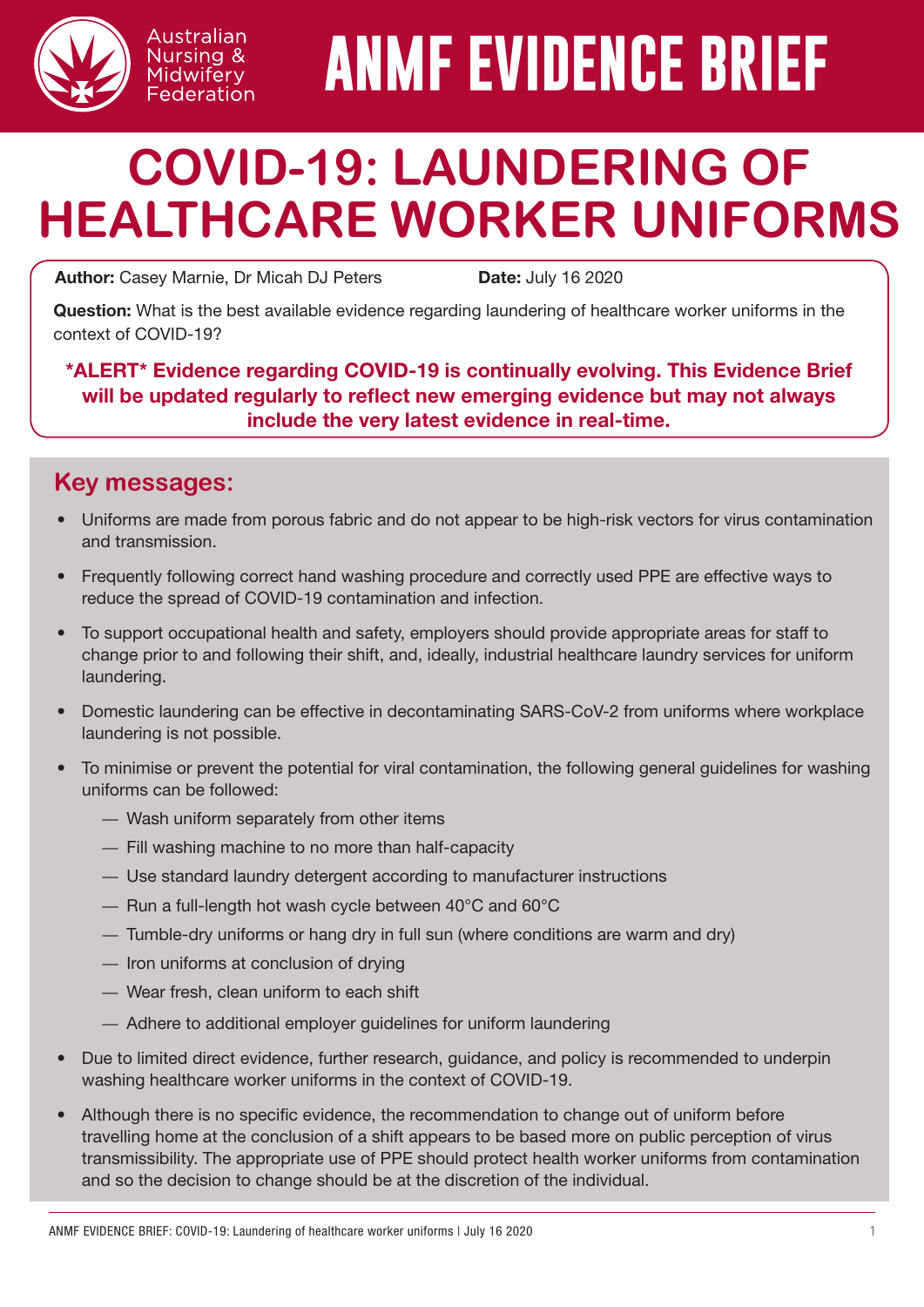Australian Nursing & Midwifery Federation

# ANMF EVIDENCE BRIEF

# COVID-19: LAUNDERING OF HEALTHCARE WORKER UNIFORMS

**Author:** Casey Marnie, Dr Micah DJ Peters **Date:** July 16 2020

**Question:** What is the best available evidence regarding laundering of healthcare worker uniforms in the context of COVID-19?

**\*ALERT\* Evidence regarding COVID-19 is continually evolving. This Evidence Brief will be updated regularly to reflect new emerging evidence but may not always include the very latest evidence in real-time.**

## Key messages:

- Uniforms are made from porous fabric and do not appear to be high-risk vectors for virus contamination and transmission.
- Frequently following correct hand washing procedure and correctly used PPE are effective ways to reduce the spread of COVID-19 contamination and infection.
- To support occupational health and safety, employers should provide appropriate areas for staff to change prior to and following their shift, and, ideally, industrial healthcare laundry services for uniform laundering.
- Domestic laundering can be effective in decontaminating SARS-CoV-2 from uniforms where workplace laundering is not possible.
- To minimise or prevent the potential for viral contamination, the following general guidelines for washing uniforms can be followed:
  - Wash uniform separately from other items
  - Fill washing machine to no more than half-capacity
  - Use standard laundry detergent according to manufacturer instructions
  - Run a full-length hot wash cycle between 40°C and 60°C
  - Tumble-dry uniforms or hang dry in full sun (where conditions are warm and dry)
  - Iron uniforms at conclusion of drying
  - Wear fresh, clean uniform to each shift
  - Adhere to additional employer guidelines for uniform laundering
- Due to limited direct evidence, further research, guidance, and policy is recommended to underpin washing healthcare worker uniforms in the context of COVID-19.
- Although there is no specific evidence, the recommendation to change out of uniform before travelling home at the conclusion of a shift appears to be based more on public perception of virus transmissibility. The appropriate use of PPE should protect health worker uniforms from contamination and so the decision to change should be at the discretion of the individual.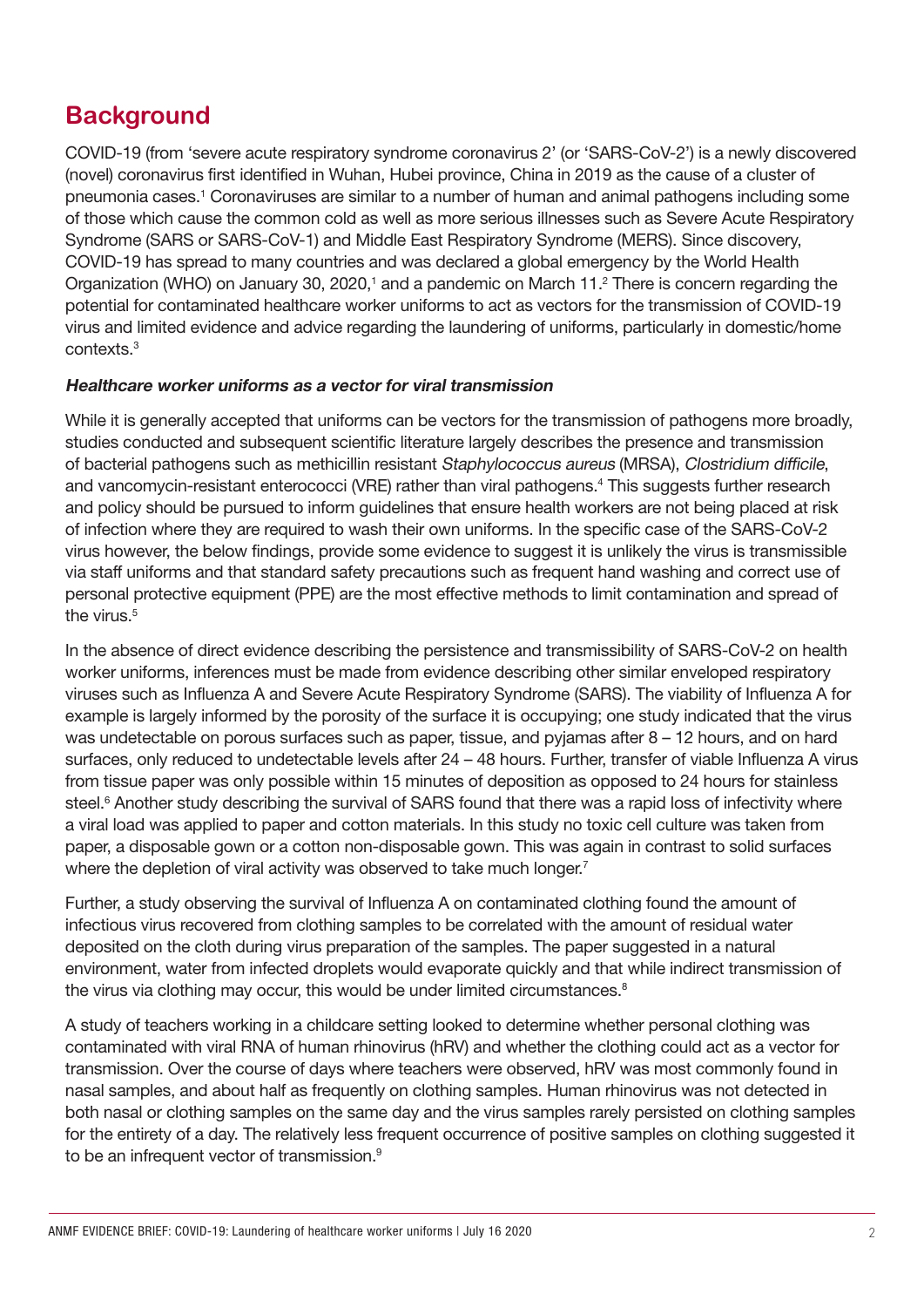## Background

COVID-19 (from 'severe acute respiratory syndrome coronavirus 2' (or 'SARS-CoV-2') is a newly discovered (novel) coronavirus first identified in Wuhan, Hubei province, China in 2019 as the cause of a cluster of pneumonia cases.[1] Coronaviruses are similar to a number of human and animal pathogens including some of those which cause the common cold as well as more serious illnesses such as Severe Acute Respiratory Syndrome (SARS or SARS-CoV-1) and Middle East Respiratory Syndrome (MERS). Since discovery, COVID-19 has spread to many countries and was declared a global emergency by the World Health Organization (WHO) on January 30, 2020,[1] and a pandemic on March 11.[2] There is concern regarding the potential for contaminated healthcare worker uniforms to act as vectors for the transmission of COVID-19 virus and limited evidence and advice regarding the laundering of uniforms, particularly in domestic/home contexts.[3]

### *Healthcare worker uniforms as a vector for viral transmission*

While it is generally accepted that uniforms can be vectors for the transmission of pathogens more broadly, studies conducted and subsequent scientific literature largely describes the presence and transmission of bacterial pathogens such as methicillin resistant *Staphylococcus aureus* (MRSA), *Clostridium difficile*, and vancomycin-resistant enterococci (VRE) rather than viral pathogens.[4] This suggests further research and policy should be pursued to inform guidelines that ensure health workers are not being placed at risk of infection where they are required to wash their own uniforms. In the specific case of the SARS-CoV-2 virus however, the below findings, provide some evidence to suggest it is unlikely the virus is transmissible via staff uniforms and that standard safety precautions such as frequent hand washing and correct use of personal protective equipment (PPE) are the most effective methods to limit contamination and spread of the virus.[5]

In the absence of direct evidence describing the persistence and transmissibility of SARS-CoV-2 on health worker uniforms, inferences must be made from evidence describing other similar enveloped respiratory viruses such as Influenza A and Severe Acute Respiratory Syndrome (SARS). The viability of Influenza A for example is largely informed by the porosity of the surface it is occupying; one study indicated that the virus was undetectable on porous surfaces such as paper, tissue, and pyjamas after 8 – 12 hours, and on hard surfaces, only reduced to undetectable levels after 24 – 48 hours. Further, transfer of viable Influenza A virus from tissue paper was only possible within 15 minutes of deposition as opposed to 24 hours for stainless steel.[6] Another study describing the survival of SARS found that there was a rapid loss of infectivity where a viral load was applied to paper and cotton materials. In this study no toxic cell culture was taken from paper, a disposable gown or a cotton non-disposable gown. This was again in contrast to solid surfaces where the depletion of viral activity was observed to take much longer.[7]

Further, a study observing the survival of Influenza A on contaminated clothing found the amount of infectious virus recovered from clothing samples to be correlated with the amount of residual water deposited on the cloth during virus preparation of the samples. The paper suggested in a natural environment, water from infected droplets would evaporate quickly and that while indirect transmission of the virus via clothing may occur, this would be under limited circumstances.[8]

A study of teachers working in a childcare setting looked to determine whether personal clothing was contaminated with viral RNA of human rhinovirus (hRV) and whether the clothing could act as a vector for transmission. Over the course of days where teachers were observed, hRV was most commonly found in nasal samples, and about half as frequently on clothing samples. Human rhinovirus was not detected in both nasal or clothing samples on the same day and the virus samples rarely persisted on clothing samples for the entirety of a day. The relatively less frequent occurrence of positive samples on clothing suggested it to be an infrequent vector of transmission.[9]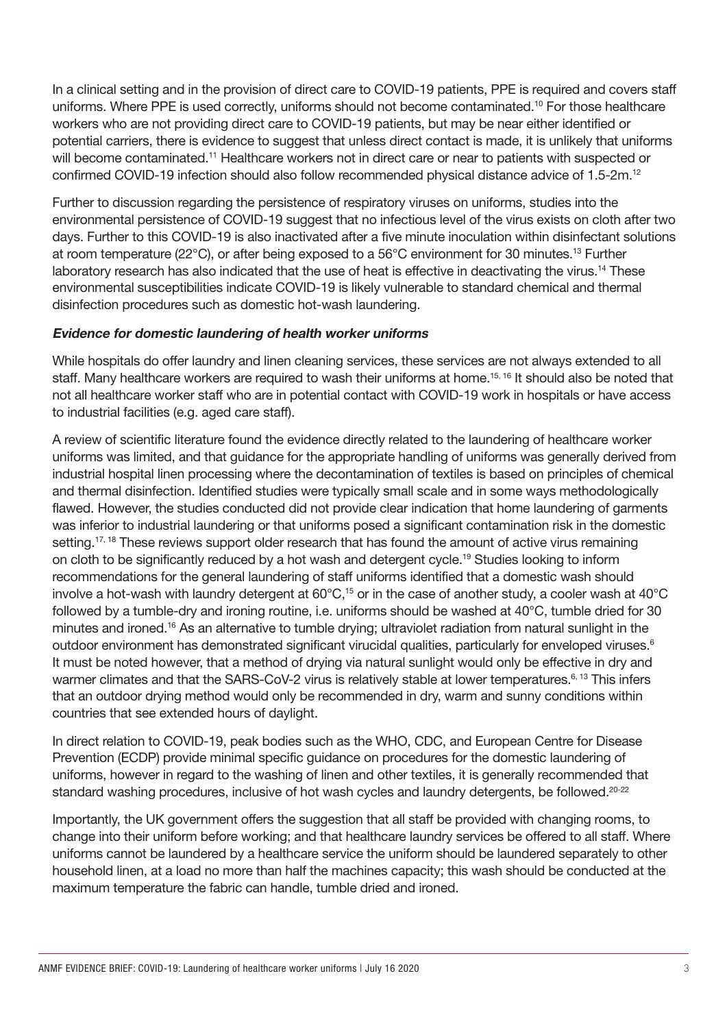In a clinical setting and in the provision of direct care to COVID-19 patients, PPE is required and covers staff uniforms. Where PPE is used correctly, uniforms should not become contaminated.[10] For those healthcare workers who are not providing direct care to COVID-19 patients, but may be near either identified or potential carriers, there is evidence to suggest that unless direct contact is made, it is unlikely that uniforms will become contaminated.[11] Healthcare workers not in direct care or near to patients with suspected or confirmed COVID-19 infection should also follow recommended physical distance advice of 1.5-2m.[12]

Further to discussion regarding the persistence of respiratory viruses on uniforms, studies into the environmental persistence of COVID-19 suggest that no infectious level of the virus exists on cloth after two days. Further to this COVID-19 is also inactivated after a five minute inoculation within disinfectant solutions at room temperature (22°C), or after being exposed to a 56°C environment for 30 minutes.[13] Further laboratory research has also indicated that the use of heat is effective in deactivating the virus.[14] These environmental susceptibilities indicate COVID-19 is likely vulnerable to standard chemical and thermal disinfection procedures such as domestic hot-wash laundering.

### *Evidence for domestic laundering of health worker uniforms*

While hospitals do offer laundry and linen cleaning services, these services are not always extended to all staff. Many healthcare workers are required to wash their uniforms at home.[15, 16] It should also be noted that not all healthcare worker staff who are in potential contact with COVID-19 work in hospitals or have access to industrial facilities (e.g. aged care staff).

A review of scientific literature found the evidence directly related to the laundering of healthcare worker uniforms was limited, and that guidance for the appropriate handling of uniforms was generally derived from industrial hospital linen processing where the decontamination of textiles is based on principles of chemical and thermal disinfection. Identified studies were typically small scale and in some ways methodologically flawed. However, the studies conducted did not provide clear indication that home laundering of garments was inferior to industrial laundering or that uniforms posed a significant contamination risk in the domestic setting.[17, 18] These reviews support older research that has found the amount of active virus remaining on cloth to be significantly reduced by a hot wash and detergent cycle.[19] Studies looking to inform recommendations for the general laundering of staff uniforms identified that a domestic wash should involve a hot-wash with laundry detergent at 60°C,[15] or in the case of another study, a cooler wash at 40°C followed by a tumble-dry and ironing routine, i.e. uniforms should be washed at 40°C, tumble dried for 30 minutes and ironed.[16] As an alternative to tumble drying; ultraviolet radiation from natural sunlight in the outdoor environment has demonstrated significant virucidal qualities, particularly for enveloped viruses.[6] It must be noted however, that a method of drying via natural sunlight would only be effective in dry and warmer climates and that the SARS-CoV-2 virus is relatively stable at lower temperatures.[6, 13] This infers that an outdoor drying method would only be recommended in dry, warm and sunny conditions within countries that see extended hours of daylight.

In direct relation to COVID-19, peak bodies such as the WHO, CDC, and European Centre for Disease Prevention (ECDP) provide minimal specific guidance on procedures for the domestic laundering of uniforms, however in regard to the washing of linen and other textiles, it is generally recommended that standard washing procedures, inclusive of hot wash cycles and laundry detergents, be followed.[20-22]

Importantly, the UK government offers the suggestion that all staff be provided with changing rooms, to change into their uniform before working; and that healthcare laundry services be offered to all staff. Where uniforms cannot be laundered by a healthcare service the uniform should be laundered separately to other household linen, at a load no more than half the machines capacity; this wash should be conducted at the maximum temperature the fabric can handle, tumble dried and ironed.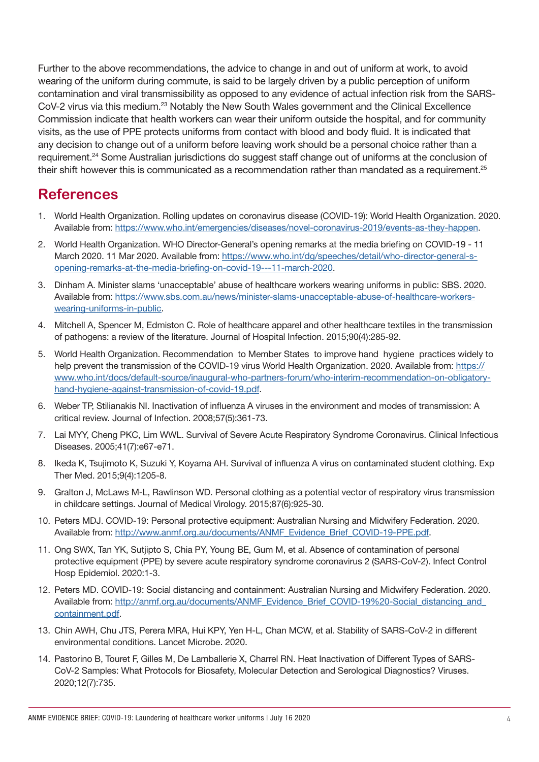Further to the above recommendations, the advice to change in and out of uniform at work, to avoid wearing of the uniform during commute, is said to be largely driven by a public perception of uniform contamination and viral transmissibility as opposed to any evidence of actual infection risk from the SARS-CoV-2 virus via this medium.[23] Notably the New South Wales government and the Clinical Excellence Commission indicate that health workers can wear their uniform outside the hospital, and for community visits, as the use of PPE protects uniforms from contact with blood and body fluid. It is indicated that any decision to change out of a uniform before leaving work should be a personal choice rather than a requirement.[24] Some Australian jurisdictions do suggest staff change out of uniforms at the conclusion of their shift however this is communicated as a recommendation rather than mandated as a requirement.[25]

## References

1. World Health Organization. Rolling updates on coronavirus disease (COVID-19): World Health Organization. 2020. Available from: https://www.who.int/emergencies/diseases/novel-coronavirus-2019/events-as-they-happen.
2. World Health Organization. WHO Director-General's opening remarks at the media briefing on COVID-19 - 11 March 2020. 11 Mar 2020. Available from: https://www.who.int/dg/speeches/detail/who-director-general-s-opening-remarks-at-the-media-briefing-on-covid-19---11-march-2020.
3. Dinham A. Minister slams 'unacceptable' abuse of healthcare workers wearing uniforms in public: SBS. 2020. Available from: https://www.sbs.com.au/news/minister-slams-unacceptable-abuse-of-healthcare-workers-wearing-uniforms-in-public.
4. Mitchell A, Spencer M, Edmiston C. Role of healthcare apparel and other healthcare textiles in the transmission of pathogens: a review of the literature. Journal of Hospital Infection. 2015;90(4):285-92.
5. World Health Organization. Recommendation to Member States to improve hand hygiene practices widely to help prevent the transmission of the COVID-19 virus World Health Organization. 2020. Available from: https://www.who.int/docs/default-source/inaugural-who-partners-forum/who-interim-recommendation-on-obligatory-hand-hygiene-against-transmission-of-covid-19.pdf.
6. Weber TP, Stilianakis NI. Inactivation of influenza A viruses in the environment and modes of transmission: A critical review. Journal of Infection. 2008;57(5):361-73.
7. Lai MYY, Cheng PKC, Lim WWL. Survival of Severe Acute Respiratory Syndrome Coronavirus. Clinical Infectious Diseases. 2005;41(7):e67-e71.
8. Ikeda K, Tsujimoto K, Suzuki Y, Koyama AH. Survival of influenza A virus on contaminated student clothing. Exp Ther Med. 2015;9(4):1205-8.
9. Gralton J, McLaws M-L, Rawlinson WD. Personal clothing as a potential vector of respiratory virus transmission in childcare settings. Journal of Medical Virology. 2015;87(6):925-30.
10. Peters MDJ. COVID-19: Personal protective equipment: Australian Nursing and Midwifery Federation. 2020. Available from: http://www.anmf.org.au/documents/ANMF_Evidence_Brief_COVID-19-PPE.pdf.
11. Ong SWX, Tan YK, Sutjipto S, Chia PY, Young BE, Gum M, et al. Absence of contamination of personal protective equipment (PPE) by severe acute respiratory syndrome coronavirus 2 (SARS-CoV-2). Infect Control Hosp Epidemiol. 2020:1-3.
12. Peters MD. COVID-19: Social distancing and containment: Australian Nursing and Midwifery Federation. 2020. Available from: http://anmf.org.au/documents/ANMF_Evidence_Brief_COVID-19%20-Social_distancing_and_containment.pdf.
13. Chin AWH, Chu JTS, Perera MRA, Hui KPY, Yen H-L, Chan MCW, et al. Stability of SARS-CoV-2 in different environmental conditions. Lancet Microbe. 2020.
14. Pastorino B, Touret F, Gilles M, De Lamballerie X, Charrel RN. Heat Inactivation of Different Types of SARS-CoV-2 Samples: What Protocols for Biosafety, Molecular Detection and Serological Diagnostics? Viruses. 2020;12(7):735.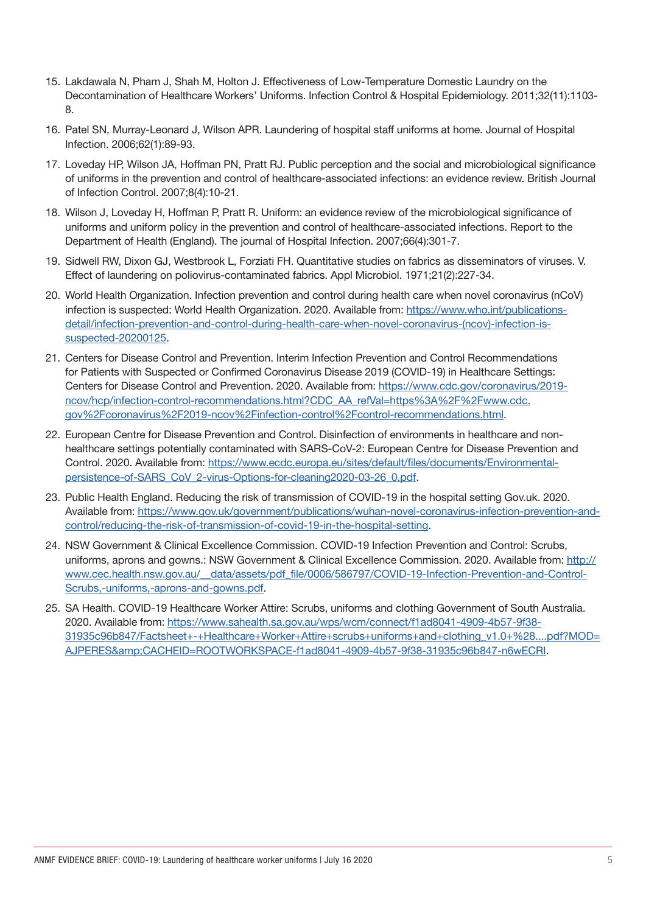15. Lakdawala N, Pham J, Shah M, Holton J. Effectiveness of Low-Temperature Domestic Laundry on the Decontamination of Healthcare Workers' Uniforms. Infection Control & Hospital Epidemiology. 2011;32(11):1103-8.
16. Patel SN, Murray-Leonard J, Wilson APR. Laundering of hospital staff uniforms at home. Journal of Hospital Infection. 2006;62(1):89-93.
17. Loveday HP, Wilson JA, Hoffman PN, Pratt RJ. Public perception and the social and microbiological significance of uniforms in the prevention and control of healthcare-associated infections: an evidence review. British Journal of Infection Control. 2007;8(4):10-21.
18. Wilson J, Loveday H, Hoffman P, Pratt R. Uniform: an evidence review of the microbiological significance of uniforms and uniform policy in the prevention and control of healthcare-associated infections. Report to the Department of Health (England). The journal of Hospital Infection. 2007;66(4):301-7.
19. Sidwell RW, Dixon GJ, Westbrook L, Forziati FH. Quantitative studies on fabrics as disseminators of viruses. V. Effect of laundering on poliovirus-contaminated fabrics. Appl Microbiol. 1971;21(2):227-34.
20. World Health Organization. Infection prevention and control during health care when novel coronavirus (nCoV) infection is suspected: World Health Organization. 2020. Available from: https://www.who.int/publications-detail/infection-prevention-and-control-during-health-care-when-novel-coronavirus-(ncov)-infection-is-suspected-20200125.
21. Centers for Disease Control and Prevention. Interim Infection Prevention and Control Recommendations for Patients with Suspected or Confirmed Coronavirus Disease 2019 (COVID-19) in Healthcare Settings: Centers for Disease Control and Prevention. 2020. Available from: https://www.cdc.gov/coronavirus/2019-ncov/hcp/infection-control-recommendations.html?CDC_AA_refVal=https%3A%2F%2Fwww.cdc.gov%2Fcoronavirus%2F2019-ncov%2Finfection-control%2Fcontrol-recommendations.html.
22. European Centre for Disease Prevention and Control. Disinfection of environments in healthcare and non-healthcare settings potentially contaminated with SARS-CoV-2: European Centre for Disease Prevention and Control. 2020. Available from: https://www.ecdc.europa.eu/sites/default/files/documents/Environmental-persistence-of-SARS_CoV_2-virus-Options-for-cleaning2020-03-26_0.pdf.
23. Public Health England. Reducing the risk of transmission of COVID-19 in the hospital setting Gov.uk. 2020. Available from: https://www.gov.uk/government/publications/wuhan-novel-coronavirus-infection-prevention-and-control/reducing-the-risk-of-transmission-of-covid-19-in-the-hospital-setting.
24. NSW Government & Clinical Excellence Commission. COVID-19 Infection Prevention and Control: Scrubs, uniforms, aprons and gowns.: NSW Government & Clinical Excellence Commission. 2020. Available from: http://www.cec.health.nsw.gov.au/__data/assets/pdf_file/0006/586797/COVID-19-Infection-Prevention-and-Control-Scrubs,-uniforms,-aprons-and-gowns.pdf.
25. SA Health. COVID-19 Healthcare Worker Attire: Scrubs, uniforms and clothing Government of South Australia. 2020. Available from: https://www.sahealth.sa.gov.au/wps/wcm/connect/f1ad8041-4909-4b57-9f38-31935c96b847/Factsheet+-+Healthcare+Worker+Attire+scrubs+uniforms+and+clothing_v1.0+%28....pdf?MOD=AJPERES&amp;CACHEID=ROOTWORKSPACE-f1ad8041-4909-4b57-9f38-31935c96b847-n6wECRI.